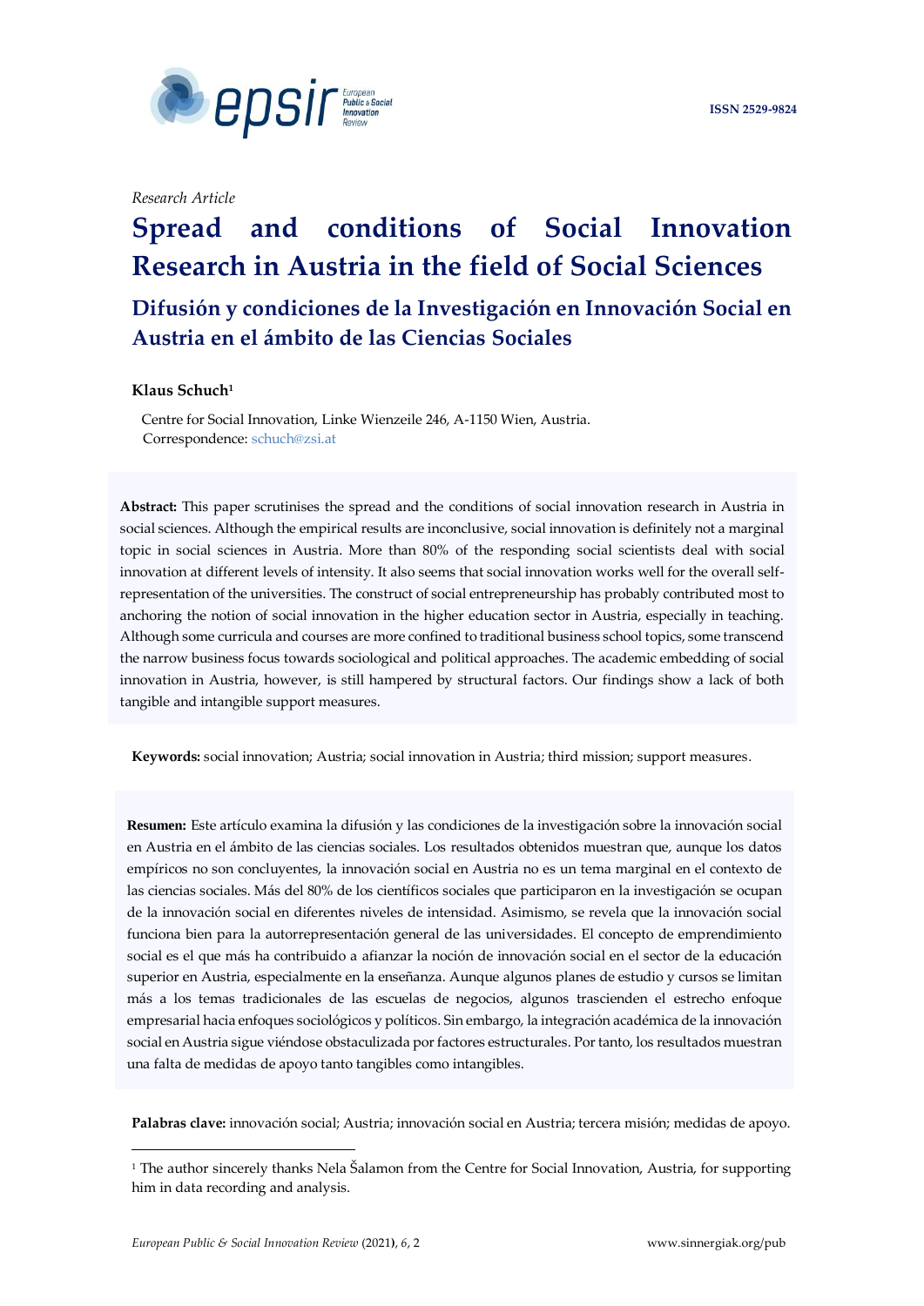ISSN 2529-9824

*Research Article*

# Spread and conditions of Social Innovation Research in Austria in the field of Social Sciences

## Difusión y condiciones de la Investigación en Innovación Social en Austria en el ámbito de las Ciencias Sociales

**Klaus Schuch**[1]

Centre for Social Innovation, Linke Wienzeile 246, A-1150 Wien, Austria.
Correspondence: schuch@zsi.at

**Abstract:** This paper scrutinises the spread and the conditions of social innovation research in Austria in social sciences. Although the empirical results are inconclusive, social innovation is definitely not a marginal topic in social sciences in Austria. More than 80% of the responding social scientists deal with social innovation at different levels of intensity. It also seems that social innovation works well for the overall self-representation of the universities. The construct of social entrepreneurship has probably contributed most to anchoring the notion of social innovation in the higher education sector in Austria, especially in teaching. Although some curricula and courses are more confined to traditional business school topics, some transcend the narrow business focus towards sociological and political approaches. The academic embedding of social innovation in Austria, however, is still hampered by structural factors. Our findings show a lack of both tangible and intangible support measures.

**Keywords:** social innovation; Austria; social innovation in Austria; third mission; support measures.

**Resumen:** Este artículo examina la difusión y las condiciones de la investigación sobre la innovación social en Austria en el ámbito de las ciencias sociales. Los resultados obtenidos muestran que, aunque los datos empíricos no son concluyentes, la innovación social en Austria no es un tema marginal en el contexto de las ciencias sociales. Más del 80% de los científicos sociales que participaron en la investigación se ocupan de la innovación social en diferentes niveles de intensidad. Asimismo, se revela que la innovación social funciona bien para la autorrepresentación general de las universidades. El concepto de emprendimiento social es el que más ha contribuido a afianzar la noción de innovación social en el sector de la educación superior en Austria, especialmente en la enseñanza. Aunque algunos planes de estudio y cursos se limitan más a los temas tradicionales de las escuelas de negocios, algunos trascienden el estrecho enfoque empresarial hacia enfoques sociológicos y políticos. Sin embargo, la integración académica de la innovación social en Austria sigue viéndose obstaculizada por factores estructurales. Por tanto, los resultados muestran una falta de medidas de apoyo tanto tangibles como intangibles.

**Palabras clave:** innovación social; Austria; innovación social en Austria; tercera misión; medidas de apoyo.

[1] The author sincerely thanks Nela Šalamon from the Centre for Social Innovation, Austria, for supporting him in data recording and analysis.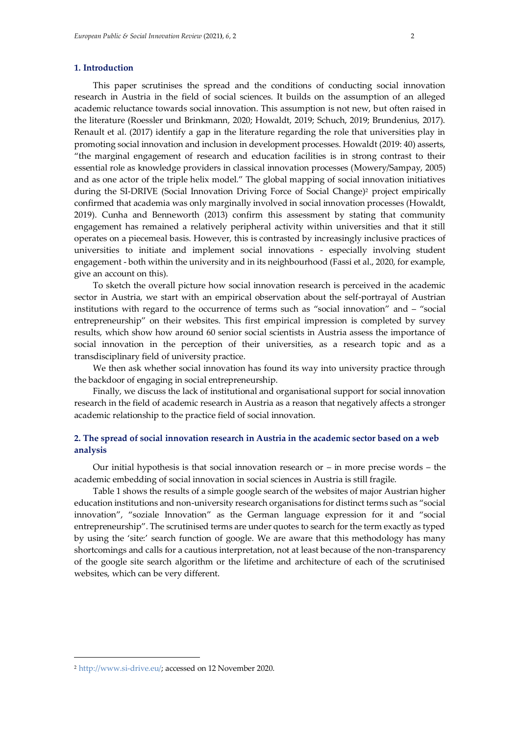## 1. Introduction

This paper scrutinises the spread and the conditions of conducting social innovation research in Austria in the field of social sciences. It builds on the assumption of an alleged academic reluctance towards social innovation. This assumption is not new, but often raised in the literature (Roessler und Brinkmann, 2020; Howaldt, 2019; Schuch, 2019; Brundenius, 2017). Renault et al. (2017) identify a gap in the literature regarding the role that universities play in promoting social innovation and inclusion in development processes. Howaldt (2019: 40) asserts, "the marginal engagement of research and education facilities is in strong contrast to their essential role as knowledge providers in classical innovation processes (Mowery/Sampay, 2005) and as one actor of the triple helix model." The global mapping of social innovation initiatives during the SI-DRIVE (Social Innovation Driving Force of Social Change)[2] project empirically confirmed that academia was only marginally involved in social innovation processes (Howaldt, 2019). Cunha and Benneworth (2013) confirm this assessment by stating that community engagement has remained a relatively peripheral activity within universities and that it still operates on a piecemeal basis. However, this is contrasted by increasingly inclusive practices of universities to initiate and implement social innovations - especially involving student engagement - both within the university and in its neighbourhood (Fassi et al., 2020, for example, give an account on this).

To sketch the overall picture how social innovation research is perceived in the academic sector in Austria, we start with an empirical observation about the self-portrayal of Austrian institutions with regard to the occurrence of terms such as "social innovation" and – "social entrepreneurship" on their websites. This first empirical impression is completed by survey results, which show how around 60 senior social scientists in Austria assess the importance of social innovation in the perception of their universities, as a research topic and as a transdisciplinary field of university practice.

We then ask whether social innovation has found its way into university practice through the backdoor of engaging in social entrepreneurship.

Finally, we discuss the lack of institutional and organisational support for social innovation research in the field of academic research in Austria as a reason that negatively affects a stronger academic relationship to the practice field of social innovation.

## 2. The spread of social innovation research in Austria in the academic sector based on a web analysis

Our initial hypothesis is that social innovation research or – in more precise words – the academic embedding of social innovation in social sciences in Austria is still fragile.

Table 1 shows the results of a simple google search of the websites of major Austrian higher education institutions and non-university research organisations for distinct terms such as "social innovation", "soziale Innovation" as the German language expression for it and "social entrepreneurship". The scrutinised terms are under quotes to search for the term exactly as typed by using the 'site:' search function of google. We are aware that this methodology has many shortcomings and calls for a cautious interpretation, not at least because of the non-transparency of the google site search algorithm or the lifetime and architecture of each of the scrutinised websites, which can be very different.

[2] http://www.si-drive.eu/; accessed on 12 November 2020.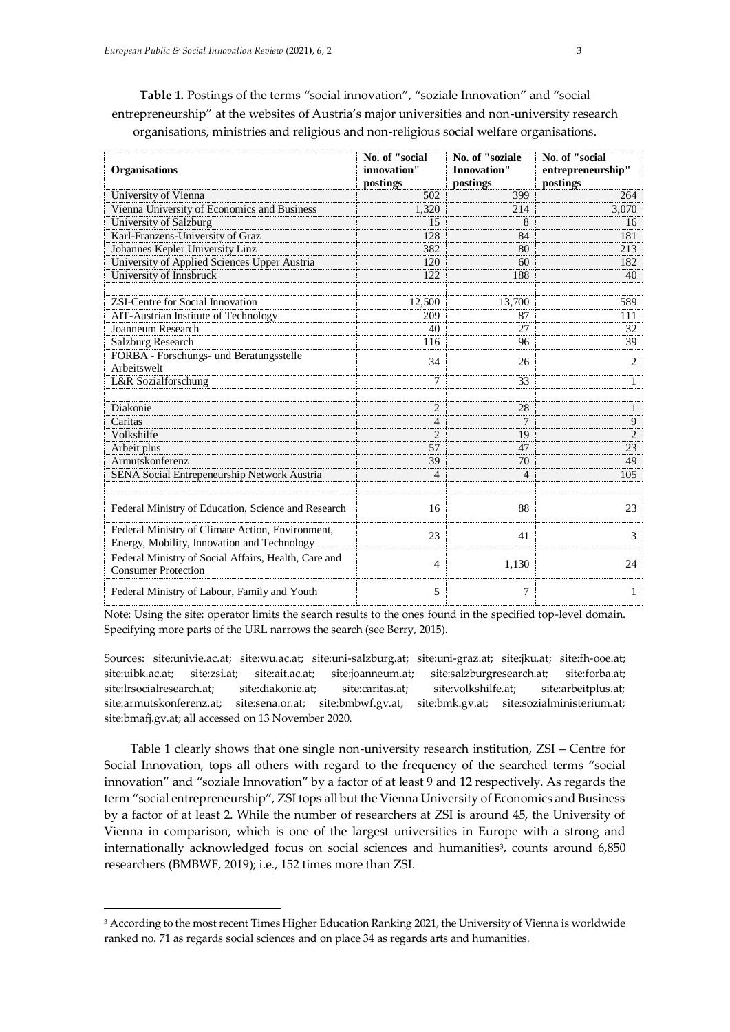**Table 1.** Postings of the terms "social innovation", "soziale Innovation" and "social entrepreneurship" at the websites of Austria's major universities and non-university research organisations, ministries and religious and non-religious social welfare organisations.

| Organisations | No. of "social innovation" postings | No. of "soziale Innovation" postings | No. of "social entrepreneurship" postings |
|---|---|---|---|
| University of Vienna | 502 | 399 | 264 |
| Vienna University of Economics and Business | 1,320 | 214 | 3,070 |
| University of Salzburg | 15 | 8 | 16 |
| Karl-Franzens-University of Graz | 128 | 84 | 181 |
| Johannes Kepler University Linz | 382 | 80 | 213 |
| University of Applied Sciences Upper Austria | 120 | 60 | 182 |
| University of Innsbruck | 122 | 188 | 40 |
| | | | |
| ZSI-Centre for Social Innovation | 12,500 | 13,700 | 589 |
| AIT-Austrian Institute of Technology | 209 | 87 | 111 |
| Joanneum Research | 40 | 27 | 32 |
| Salzburg Research | 116 | 96 | 39 |
| FORBA - Forschungs- und Beratungsstelle Arbeitswelt | 34 | 26 | 2 |
| L&R Sozialforschung | 7 | 33 | 1 |
| | | | |
| Diakonie | 2 | 28 | 1 |
| Caritas | 4 | 7 | 9 |
| Volkshilfe | 2 | 19 | 2 |
| Arbeit plus | 57 | 47 | 23 |
| Armutskonferenz | 39 | 70 | 49 |
| SENA Social Entrepeneurship Network Austria | 4 | 4 | 105 |
| | | | |
| Federal Ministry of Education, Science and Research | 16 | 88 | 23 |
| Federal Ministry of Climate Action, Environment, Energy, Mobility, Innovation and Technology | 23 | 41 | 3 |
| Federal Ministry of Social Affairs, Health, Care and Consumer Protection | 4 | 1,130 | 24 |
| Federal Ministry of Labour, Family and Youth | 5 | 7 | 1 |

Note: Using the site: operator limits the search results to the ones found in the specified top-level domain. Specifying more parts of the URL narrows the search (see Berry, 2015).

Sources: site:univie.ac.at; site:wu.ac.at; site:uni-salzburg.at; site:uni-graz.at; site:jku.at; site:fh-ooe.at; site:uibk.ac.at; site:zsi.at; site:ait.ac.at; site:joanneum.at; site:salzburgresearch.at; site:forba.at; site:lrsocialresearch.at; site:diakonie.at; site:caritas.at; site:volkshilfe.at; site:arbeitplus.at; site:armutskonferenz.at; site:sena.or.at; site:bmbwf.gv.at; site:bmk.gv.at; site:sozialministerium.at; site:bmafj.gv.at; all accessed on 13 November 2020.

Table 1 clearly shows that one single non-university research institution, ZSI – Centre for Social Innovation, tops all others with regard to the frequency of the searched terms "social innovation" and "soziale Innovation" by a factor of at least 9 and 12 respectively. As regards the term "social entrepreneurship", ZSI tops all but the Vienna University of Economics and Business by a factor of at least 2. While the number of researchers at ZSI is around 45, the University of Vienna in comparison, which is one of the largest universities in Europe with a strong and internationally acknowledged focus on social sciences and humanities[3], counts around 6,850 researchers (BMBWF, 2019); i.e., 152 times more than ZSI.

[3] According to the most recent Times Higher Education Ranking 2021, the University of Vienna is worldwide ranked no. 71 as regards social sciences and on place 34 as regards arts and humanities.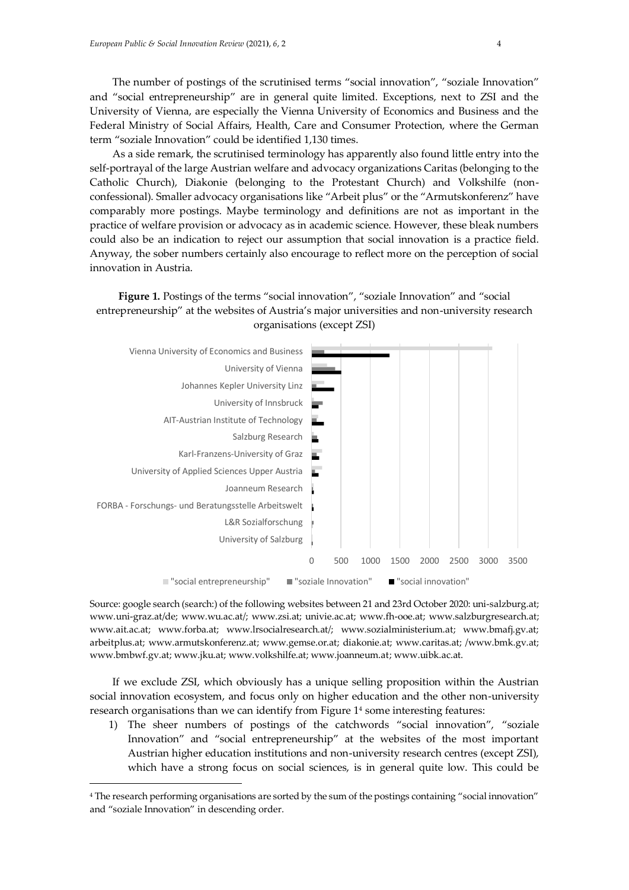The number of postings of the scrutinised terms "social innovation", "soziale Innovation" and "social entrepreneurship" are in general quite limited. Exceptions, next to ZSI and the University of Vienna, are especially the Vienna University of Economics and Business and the Federal Ministry of Social Affairs, Health, Care and Consumer Protection, where the German term "soziale Innovation" could be identified 1,130 times.

As a side remark, the scrutinised terminology has apparently also found little entry into the self-portrayal of the large Austrian welfare and advocacy organizations Caritas (belonging to the Catholic Church), Diakonie (belonging to the Protestant Church) and Volkshilfe (non-confessional). Smaller advocacy organisations like "Arbeit plus" or the "Armutskonferenz" have comparably more postings. Maybe terminology and definitions are not as important in the practice of welfare provision or advocacy as in academic science. However, these bleak numbers could also be an indication to reject our assumption that social innovation is a practice field. Anyway, the sober numbers certainly also encourage to reflect more on the perception of social innovation in Austria.

**Figure 1.** Postings of the terms "social innovation", "soziale Innovation" and "social entrepreneurship" at the websites of Austria's major universities and non-university research organisations (except ZSI)

Source: google search (search:) of the following websites between 21 and 23rd October 2020: uni-salzburg.at; www.uni-graz.at/de; www.wu.ac.at/; www.zsi.at; univie.ac.at; www.fh-ooe.at; www.salzburgresearch.at; www.ait.ac.at; www.forba.at; www.lrsocialresearch.at/; www.sozialministerium.at; www.bmafj.gv.at; arbeitplus.at; www.armutskonferenz.at; www.gemse.or.at; diakonie.at; www.caritas.at; /www.bmk.gv.at; www.bmbwf.gv.at; www.jku.at; www.volkshilfe.at; www.joanneum.at; www.uibk.ac.at.

If we exclude ZSI, which obviously has a unique selling proposition within the Austrian social innovation ecosystem, and focus only on higher education and the other non-university research organisations than we can identify from Figure 1[4] some interesting features:

1) The sheer numbers of postings of the catchwords "social innovation", "soziale Innovation" and "social entrepreneurship" at the websites of the most important Austrian higher education institutions and non-university research centres (except ZSI), which have a strong focus on social sciences, is in general quite low. This could be

[4] The research performing organisations are sorted by the sum of the postings containing "social innovation" and "soziale Innovation" in descending order.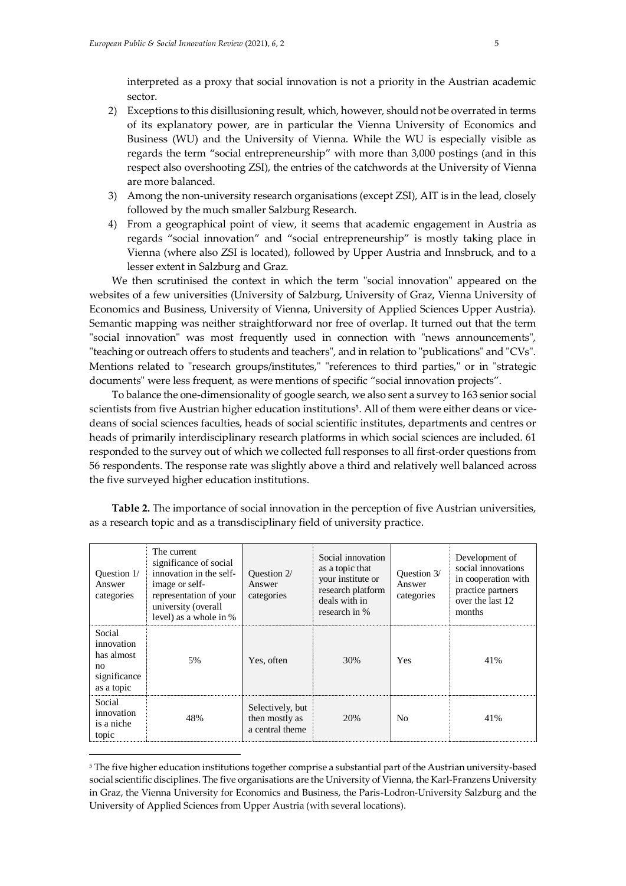interpreted as a proxy that social innovation is not a priority in the Austrian academic sector.

2) Exceptions to this disillusioning result, which, however, should not be overrated in terms of its explanatory power, are in particular the Vienna University of Economics and Business (WU) and the University of Vienna. While the WU is especially visible as regards the term "social entrepreneurship" with more than 3,000 postings (and in this respect also overshooting ZSI), the entries of the catchwords at the University of Vienna are more balanced.
3) Among the non-university research organisations (except ZSI), AIT is in the lead, closely followed by the much smaller Salzburg Research.
4) From a geographical point of view, it seems that academic engagement in Austria as regards "social innovation" and "social entrepreneurship" is mostly taking place in Vienna (where also ZSI is located), followed by Upper Austria and Innsbruck, and to a lesser extent in Salzburg and Graz.

We then scrutinised the context in which the term "social innovation" appeared on the websites of a few universities (University of Salzburg, University of Graz, Vienna University of Economics and Business, University of Vienna, University of Applied Sciences Upper Austria). Semantic mapping was neither straightforward nor free of overlap. It turned out that the term "social innovation" was most frequently used in connection with "news announcements", "teaching or outreach offers to students and teachers", and in relation to "publications" and "CVs". Mentions related to "research groups/institutes," "references to third parties," or in "strategic documents" were less frequent, as were mentions of specific "social innovation projects".

To balance the one-dimensionality of google search, we also sent a survey to 163 senior social scientists from five Austrian higher education institutions[5]. All of them were either deans or vice-deans of social sciences faculties, heads of social scientific institutes, departments and centres or heads of primarily interdisciplinary research platforms in which social sciences are included. 61 responded to the survey out of which we collected full responses to all first-order questions from 56 respondents. The response rate was slightly above a third and relatively well balanced across the five surveyed higher education institutions.

**Table 2.** The importance of social innovation in the perception of five Austrian universities, as a research topic and as a transdisciplinary field of university practice.

| Question 1/ Answer categories | The current significance of social innovation in the self-image or self-representation of your university (overall level) as a whole in % | Question 2/ Answer categories | Social innovation as a topic that your institute or research platform deals with in research in % | Question 3/ Answer categories | Development of social innovations in cooperation with practice partners over the last 12 months |
|---|---|---|---|---|---|
| Social innovation has almost no significance as a topic | 5% | Yes, often | 30% | Yes | 41% |
| Social innovation is a niche topic | 48% | Selectively, but then mostly as a central theme | 20% | No | 41% |

[5] The five higher education institutions together comprise a substantial part of the Austrian university-based social scientific disciplines. The five organisations are the University of Vienna, the Karl-Franzens University in Graz, the Vienna University for Economics and Business, the Paris-Lodron-University Salzburg and the University of Applied Sciences from Upper Austria (with several locations).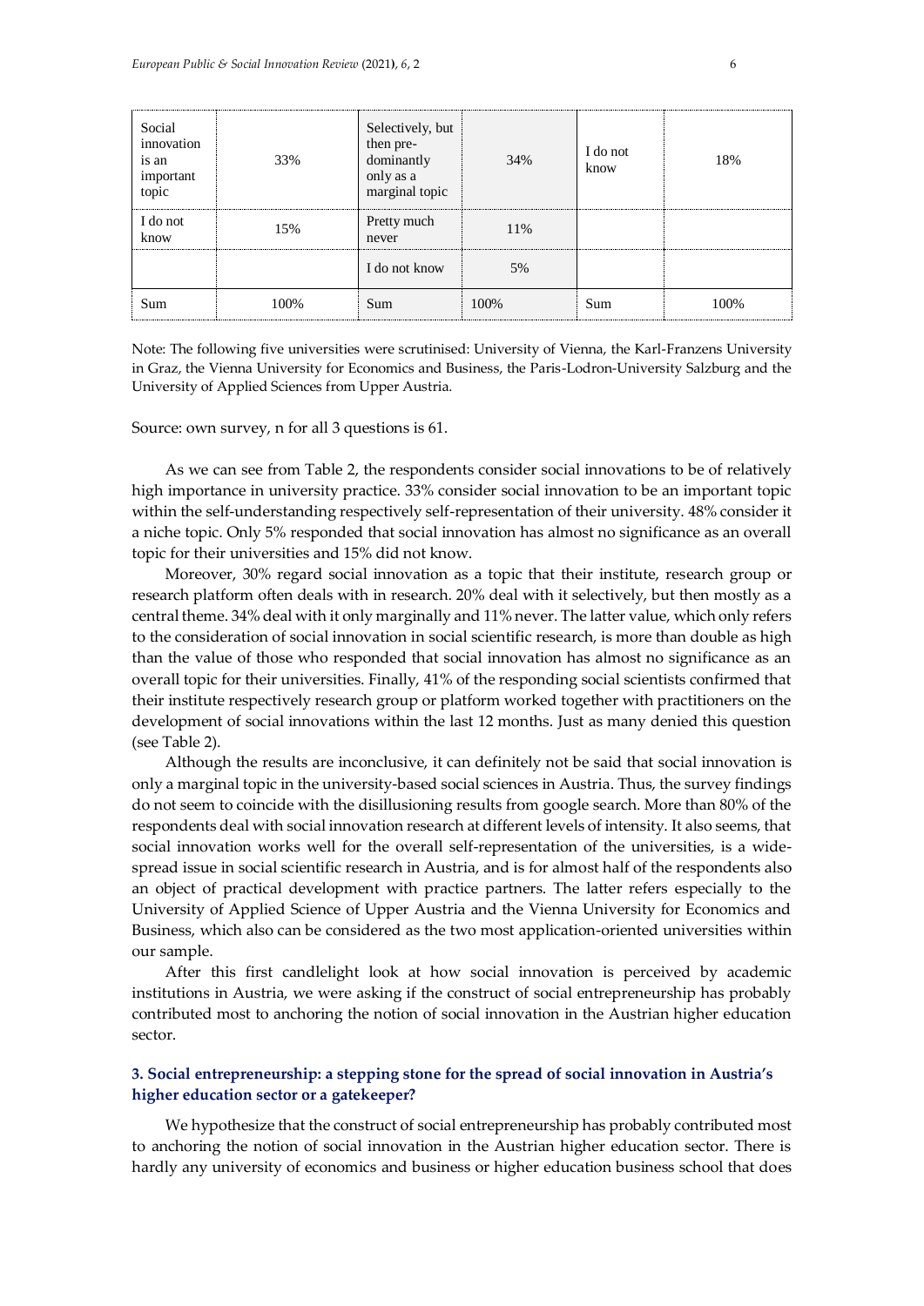| Social innovation is an important topic | 33% | Selectively, but then pre-dominantly only as a marginal topic | 34% | I do not know | 18% |
|---|---|---|---|---|---|
| I do not know | 15% | Pretty much never | 11% | | |
| | | I do not know | 5% | | |
| Sum | 100% | Sum | 100% | Sum | 100% |

Note: The following five universities were scrutinised: University of Vienna, the Karl-Franzens University in Graz, the Vienna University for Economics and Business, the Paris-Lodron-University Salzburg and the University of Applied Sciences from Upper Austria.

Source: own survey, n for all 3 questions is 61.

As we can see from Table 2, the respondents consider social innovations to be of relatively high importance in university practice. 33% consider social innovation to be an important topic within the self-understanding respectively self-representation of their university. 48% consider it a niche topic. Only 5% responded that social innovation has almost no significance as an overall topic for their universities and 15% did not know.

Moreover, 30% regard social innovation as a topic that their institute, research group or research platform often deals with in research. 20% deal with it selectively, but then mostly as a central theme. 34% deal with it only marginally and 11% never. The latter value, which only refers to the consideration of social innovation in social scientific research, is more than double as high than the value of those who responded that social innovation has almost no significance as an overall topic for their universities. Finally, 41% of the responding social scientists confirmed that their institute respectively research group or platform worked together with practitioners on the development of social innovations within the last 12 months. Just as many denied this question (see Table 2).

Although the results are inconclusive, it can definitely not be said that social innovation is only a marginal topic in the university-based social sciences in Austria. Thus, the survey findings do not seem to coincide with the disillusioning results from google search. More than 80% of the respondents deal with social innovation research at different levels of intensity. It also seems, that social innovation works well for the overall self-representation of the universities, is a wide-spread issue in social scientific research in Austria, and is for almost half of the respondents also an object of practical development with practice partners. The latter refers especially to the University of Applied Science of Upper Austria and the Vienna University for Economics and Business, which also can be considered as the two most application-oriented universities within our sample.

After this first candlelight look at how social innovation is perceived by academic institutions in Austria, we were asking if the construct of social entrepreneurship has probably contributed most to anchoring the notion of social innovation in the Austrian higher education sector.

## 3. Social entrepreneurship: a stepping stone for the spread of social innovation in Austria's higher education sector or a gatekeeper?

We hypothesize that the construct of social entrepreneurship has probably contributed most to anchoring the notion of social innovation in the Austrian higher education sector. There is hardly any university of economics and business or higher education business school that does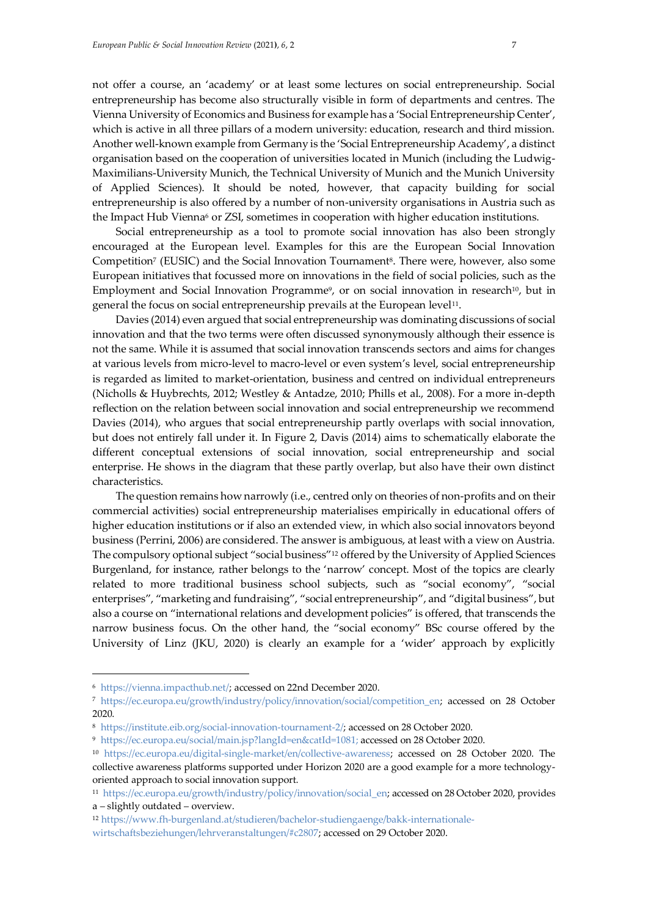not offer a course, an 'academy' or at least some lectures on social entrepreneurship. Social entrepreneurship has become also structurally visible in form of departments and centres. The Vienna University of Economics and Business for example has a 'Social Entrepreneurship Center', which is active in all three pillars of a modern university: education, research and third mission. Another well-known example from Germany is the 'Social Entrepreneurship Academy', a distinct organisation based on the cooperation of universities located in Munich (including the Ludwig-Maximilians-University Munich, the Technical University of Munich and the Munich University of Applied Sciences). It should be noted, however, that capacity building for social entrepreneurship is also offered by a number of non-university organisations in Austria such as the Impact Hub Vienna[6] or ZSI, sometimes in cooperation with higher education institutions.

Social entrepreneurship as a tool to promote social innovation has also been strongly encouraged at the European level. Examples for this are the European Social Innovation Competition[7] (EUSIC) and the Social Innovation Tournament[8]. There were, however, also some European initiatives that focussed more on innovations in the field of social policies, such as the Employment and Social Innovation Programme[9], or on social innovation in research[10], but in general the focus on social entrepreneurship prevails at the European level[11].

Davies (2014) even argued that social entrepreneurship was dominating discussions of social innovation and that the two terms were often discussed synonymously although their essence is not the same. While it is assumed that social innovation transcends sectors and aims for changes at various levels from micro-level to macro-level or even system's level, social entrepreneurship is regarded as limited to market-orientation, business and centred on individual entrepreneurs (Nicholls & Huybrechts, 2012; Westley & Antadze, 2010; Phills et al., 2008). For a more in-depth reflection on the relation between social innovation and social entrepreneurship we recommend Davies (2014), who argues that social entrepreneurship partly overlaps with social innovation, but does not entirely fall under it. In Figure 2, Davis (2014) aims to schematically elaborate the different conceptual extensions of social innovation, social entrepreneurship and social enterprise. He shows in the diagram that these partly overlap, but also have their own distinct characteristics.

The question remains how narrowly (i.e., centred only on theories of non-profits and on their commercial activities) social entrepreneurship materialises empirically in educational offers of higher education institutions or if also an extended view, in which also social innovators beyond business (Perrini, 2006) are considered. The answer is ambiguous, at least with a view on Austria. The compulsory optional subject "social business"[12] offered by the University of Applied Sciences Burgenland, for instance, rather belongs to the 'narrow' concept. Most of the topics are clearly related to more traditional business school subjects, such as "social economy", "social enterprises", "marketing and fundraising", "social entrepreneurship", and "digital business", but also a course on "international relations and development policies" is offered, that transcends the narrow business focus. On the other hand, the "social economy" BSc course offered by the University of Linz (JKU, 2020) is clearly an example for a 'wider' approach by explicitly

---

[6] https://vienna.impacthub.net/; accessed on 22nd December 2020.

[7] https://ec.europa.eu/growth/industry/policy/innovation/social/competition_en; accessed on 28 October 2020.

[8] https://institute.eib.org/social-innovation-tournament-2/; accessed on 28 October 2020.

[9] https://ec.europa.eu/social/main.jsp?langId=en&catId=1081; accessed on 28 October 2020.

[10] https://ec.europa.eu/digital-single-market/en/collective-awareness; accessed on 28 October 2020. The collective awareness platforms supported under Horizon 2020 are a good example for a more technology-oriented approach to social innovation support.

[11] https://ec.europa.eu/growth/industry/policy/innovation/social_en; accessed on 28 October 2020, provides a – slightly outdated – overview.

[12] https://www.fh-burgenland.at/studieren/bachelor-studiengaenge/bakk-internationale-wirtschaftsbeziehungen/lehrveranstaltungen/#c2807; accessed on 29 October 2020.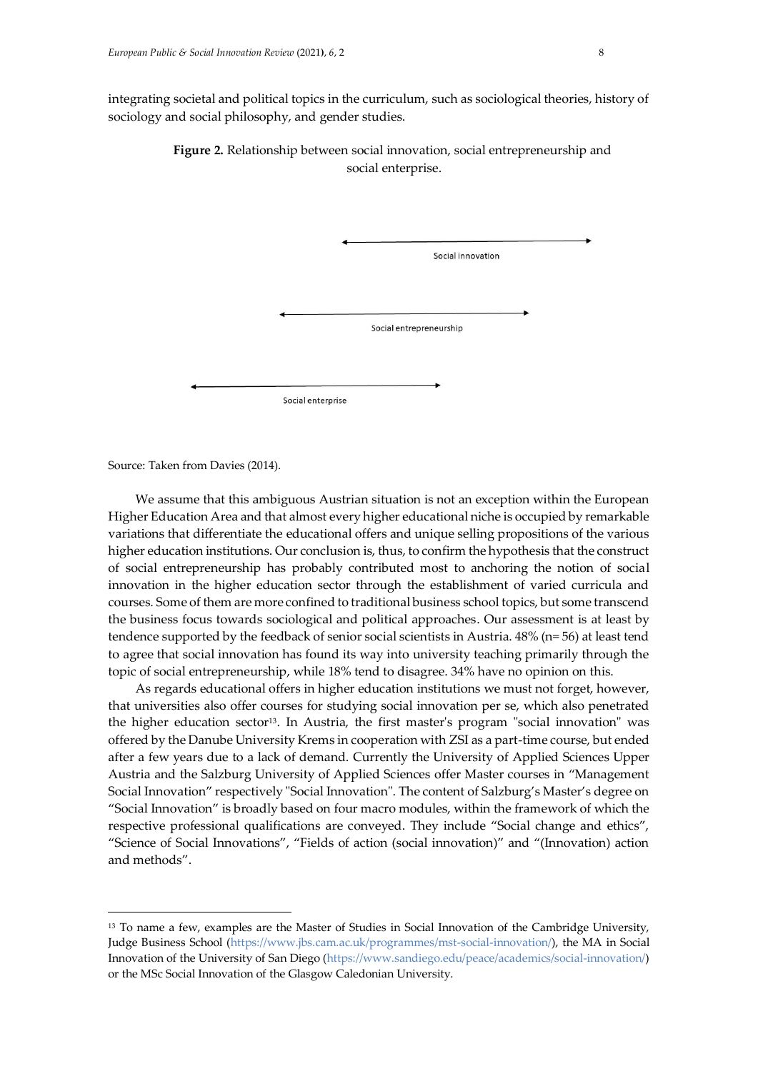integrating societal and political topics in the curriculum, such as sociological theories, history of sociology and social philosophy, and gender studies.

**Figure 2.** Relationship between social innovation, social entrepreneurship and social enterprise.

Social innovation

Social entrepreneurship

Social enterprise

Source: Taken from Davies (2014).

We assume that this ambiguous Austrian situation is not an exception within the European Higher Education Area and that almost every higher educational niche is occupied by remarkable variations that differentiate the educational offers and unique selling propositions of the various higher education institutions. Our conclusion is, thus, to confirm the hypothesis that the construct of social entrepreneurship has probably contributed most to anchoring the notion of social innovation in the higher education sector through the establishment of varied curricula and courses. Some of them are more confined to traditional business school topics, but some transcend the business focus towards sociological and political approaches. Our assessment is at least by tendence supported by the feedback of senior social scientists in Austria. 48% (n= 56) at least tend to agree that social innovation has found its way into university teaching primarily through the topic of social entrepreneurship, while 18% tend to disagree. 34% have no opinion on this.

As regards educational offers in higher education institutions we must not forget, however, that universities also offer courses for studying social innovation per se, which also penetrated the higher education sector[13]. In Austria, the first master's program "social innovation" was offered by the Danube University Krems in cooperation with ZSI as a part-time course, but ended after a few years due to a lack of demand. Currently the University of Applied Sciences Upper Austria and the Salzburg University of Applied Sciences offer Master courses in "Management Social Innovation" respectively "Social Innovation". The content of Salzburg's Master's degree on "Social Innovation" is broadly based on four macro modules, within the framework of which the respective professional qualifications are conveyed. They include "Social change and ethics", "Science of Social Innovations", "Fields of action (social innovation)" and "(Innovation) action and methods".

[13] To name a few, examples are the Master of Studies in Social Innovation of the Cambridge University, Judge Business School (https://www.jbs.cam.ac.uk/programmes/mst-social-innovation/), the MA in Social Innovation of the University of San Diego (https://www.sandiego.edu/peace/academics/social-innovation/) or the MSc Social Innovation of the Glasgow Caledonian University.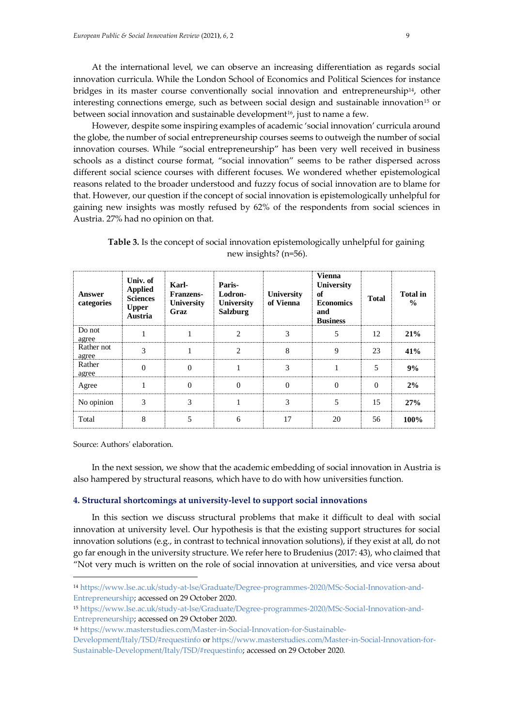At the international level, we can observe an increasing differentiation as regards social innovation curricula. While the London School of Economics and Political Sciences for instance bridges in its master course conventionally social innovation and entrepreneurship[14], other interesting connections emerge, such as between social design and sustainable innovation[15] or between social innovation and sustainable development[16], just to name a few.

However, despite some inspiring examples of academic 'social innovation' curricula around the globe, the number of social entrepreneurship courses seems to outweigh the number of social innovation courses. While "social entrepreneurship" has been very well received in business schools as a distinct course format, "social innovation" seems to be rather dispersed across different social science courses with different focuses. We wondered whether epistemological reasons related to the broader understood and fuzzy focus of social innovation are to blame for that. However, our question if the concept of social innovation is epistemologically unhelpful for gaining new insights was mostly refused by 62% of the respondents from social sciences in Austria. 27% had no opinion on that.

**Table 3.** Is the concept of social innovation epistemologically unhelpful for gaining new insights? (n=56).

| Answer categories | Univ. of Applied Sciences Upper Austria | Karl-Franzens-University Graz | Paris-Lodron-University Salzburg | University of Vienna | Vienna University of Economics and Business | Total | Total in % |
|---|---|---|---|---|---|---|---|
| Do not agree | 1 | 1 | 2 | 3 | 5 | 12 | **21%** |
| Rather not agree | 3 | 1 | 2 | 8 | 9 | 23 | **41%** |
| Rather agree | 0 | 0 | 1 | 3 | 1 | 5 | **9%** |
| Agree | 1 | 0 | 0 | 0 | 0 | 0 | **2%** |
| No opinion | 3 | 3 | 1 | 3 | 5 | 15 | **27%** |
| Total | 8 | 5 | 6 | 17 | 20 | 56 | **100%** |

Source: Authors' elaboration.

In the next session, we show that the academic embedding of social innovation in Austria is also hampered by structural reasons, which have to do with how universities function.

## 4. Structural shortcomings at university-level to support social innovations

In this section we discuss structural problems that make it difficult to deal with social innovation at university level. Our hypothesis is that the existing support structures for social innovation solutions (e.g., in contrast to technical innovation solutions), if they exist at all, do not go far enough in the university structure. We refer here to Brudenius (2017: 43), who claimed that "Not very much is written on the role of social innovation at universities, and vice versa about

---

[14] https://www.lse.ac.uk/study-at-lse/Graduate/Degree-programmes-2020/MSc-Social-Innovation-and-Entrepreneurship; accessed on 29 October 2020.

[15] https://www.lse.ac.uk/study-at-lse/Graduate/Degree-programmes-2020/MSc-Social-Innovation-and-Entrepreneurship; accessed on 29 October 2020.

[16] https://www.masterstudies.com/Master-in-Social-Innovation-for-Sustainable-Development/Italy/TSD/#requestinfo or https://www.masterstudies.com/Master-in-Social-Innovation-for-Sustainable-Development/Italy/TSD/#requestinfo; accessed on 29 October 2020.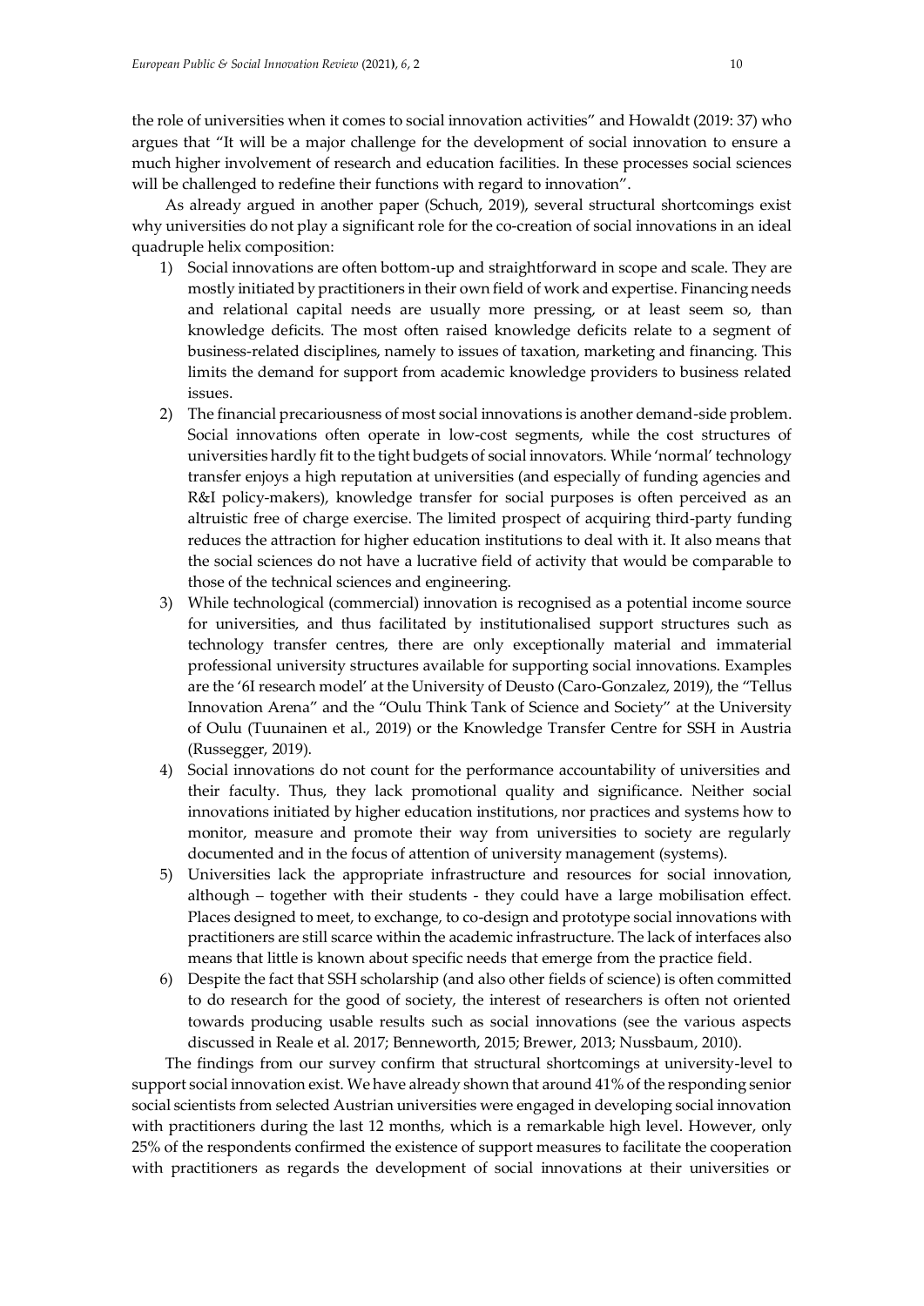the role of universities when it comes to social innovation activities" and Howaldt (2019: 37) who argues that "It will be a major challenge for the development of social innovation to ensure a much higher involvement of research and education facilities. In these processes social sciences will be challenged to redefine their functions with regard to innovation".

As already argued in another paper (Schuch, 2019), several structural shortcomings exist why universities do not play a significant role for the co-creation of social innovations in an ideal quadruple helix composition:

1) Social innovations are often bottom-up and straightforward in scope and scale. They are mostly initiated by practitioners in their own field of work and expertise. Financing needs and relational capital needs are usually more pressing, or at least seem so, than knowledge deficits. The most often raised knowledge deficits relate to a segment of business-related disciplines, namely to issues of taxation, marketing and financing. This limits the demand for support from academic knowledge providers to business related issues.
2) The financial precariousness of most social innovations is another demand-side problem. Social innovations often operate in low-cost segments, while the cost structures of universities hardly fit to the tight budgets of social innovators. While 'normal' technology transfer enjoys a high reputation at universities (and especially of funding agencies and R&I policy-makers), knowledge transfer for social purposes is often perceived as an altruistic free of charge exercise. The limited prospect of acquiring third-party funding reduces the attraction for higher education institutions to deal with it. It also means that the social sciences do not have a lucrative field of activity that would be comparable to those of the technical sciences and engineering.
3) While technological (commercial) innovation is recognised as a potential income source for universities, and thus facilitated by institutionalised support structures such as technology transfer centres, there are only exceptionally material and immaterial professional university structures available for supporting social innovations. Examples are the '6I research model' at the University of Deusto (Caro-Gonzalez, 2019), the "Tellus Innovation Arena" and the "Oulu Think Tank of Science and Society" at the University of Oulu (Tuunainen et al., 2019) or the Knowledge Transfer Centre for SSH in Austria (Russegger, 2019).
4) Social innovations do not count for the performance accountability of universities and their faculty. Thus, they lack promotional quality and significance. Neither social innovations initiated by higher education institutions, nor practices and systems how to monitor, measure and promote their way from universities to society are regularly documented and in the focus of attention of university management (systems).
5) Universities lack the appropriate infrastructure and resources for social innovation, although – together with their students - they could have a large mobilisation effect. Places designed to meet, to exchange, to co-design and prototype social innovations with practitioners are still scarce within the academic infrastructure. The lack of interfaces also means that little is known about specific needs that emerge from the practice field.
6) Despite the fact that SSH scholarship (and also other fields of science) is often committed to do research for the good of society, the interest of researchers is often not oriented towards producing usable results such as social innovations (see the various aspects discussed in Reale et al. 2017; Benneworth, 2015; Brewer, 2013; Nussbaum, 2010).

The findings from our survey confirm that structural shortcomings at university-level to support social innovation exist. We have already shown that around 41% of the responding senior social scientists from selected Austrian universities were engaged in developing social innovation with practitioners during the last 12 months, which is a remarkable high level. However, only 25% of the respondents confirmed the existence of support measures to facilitate the cooperation with practitioners as regards the development of social innovations at their universities or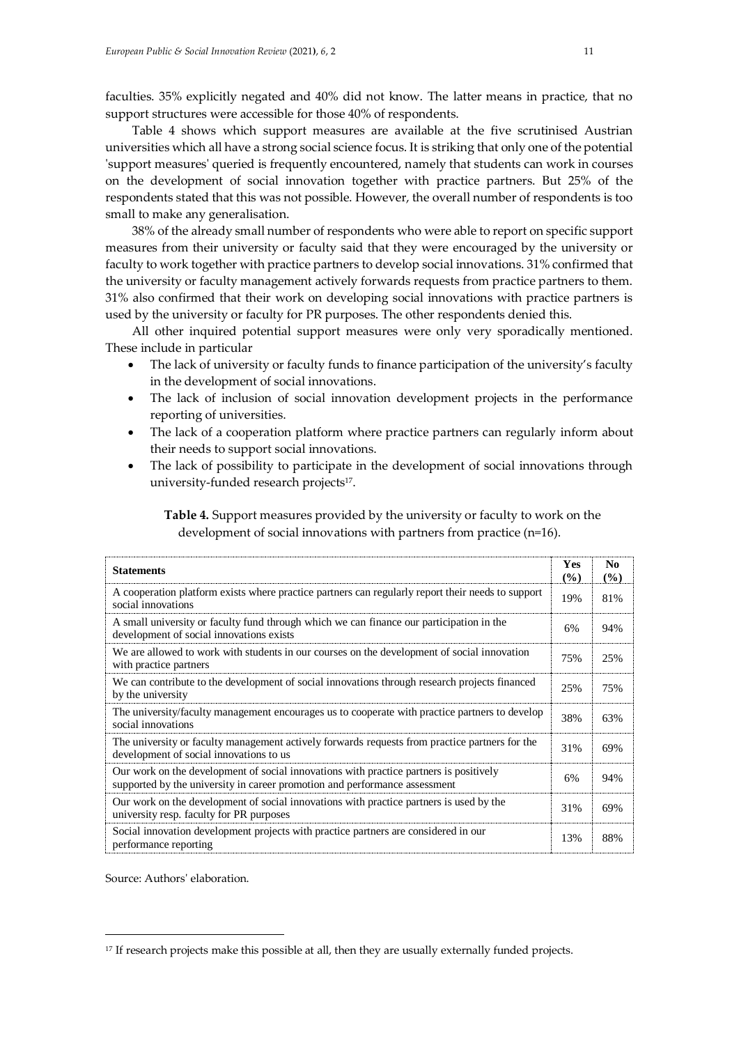faculties. 35% explicitly negated and 40% did not know. The latter means in practice, that no support structures were accessible for those 40% of respondents.

Table 4 shows which support measures are available at the five scrutinised Austrian universities which all have a strong social science focus. It is striking that only one of the potential 'support measures' queried is frequently encountered, namely that students can work in courses on the development of social innovation together with practice partners. But 25% of the respondents stated that this was not possible. However, the overall number of respondents is too small to make any generalisation.

38% of the already small number of respondents who were able to report on specific support measures from their university or faculty said that they were encouraged by the university or faculty to work together with practice partners to develop social innovations. 31% confirmed that the university or faculty management actively forwards requests from practice partners to them. 31% also confirmed that their work on developing social innovations with practice partners is used by the university or faculty for PR purposes. The other respondents denied this.

All other inquired potential support measures were only very sporadically mentioned. These include in particular

- The lack of university or faculty funds to finance participation of the university's faculty in the development of social innovations.
- The lack of inclusion of social innovation development projects in the performance reporting of universities.
- The lack of a cooperation platform where practice partners can regularly inform about their needs to support social innovations.
- The lack of possibility to participate in the development of social innovations through university-funded research projects[17].

**Table 4.** Support measures provided by the university or faculty to work on the development of social innovations with partners from practice (n=16).

| Statements | Yes (%) | No (%) |
|---|---|---|
| A cooperation platform exists where practice partners can regularly report their needs to support social innovations | 19% | 81% |
| A small university or faculty fund through which we can finance our participation in the development of social innovations exists | 6% | 94% |
| We are allowed to work with students in our courses on the development of social innovation with practice partners | 75% | 25% |
| We can contribute to the development of social innovations through research projects financed by the university | 25% | 75% |
| The university/faculty management encourages us to cooperate with practice partners to develop social innovations | 38% | 63% |
| The university or faculty management actively forwards requests from practice partners for the development of social innovations to us | 31% | 69% |
| Our work on the development of social innovations with practice partners is positively supported by the university in career promotion and performance assessment | 6% | 94% |
| Our work on the development of social innovations with practice partners is used by the university resp. faculty for PR purposes | 31% | 69% |
| Social innovation development projects with practice partners are considered in our performance reporting | 13% | 88% |

Source: Authors' elaboration.

[17] If research projects make this possible at all, then they are usually externally funded projects.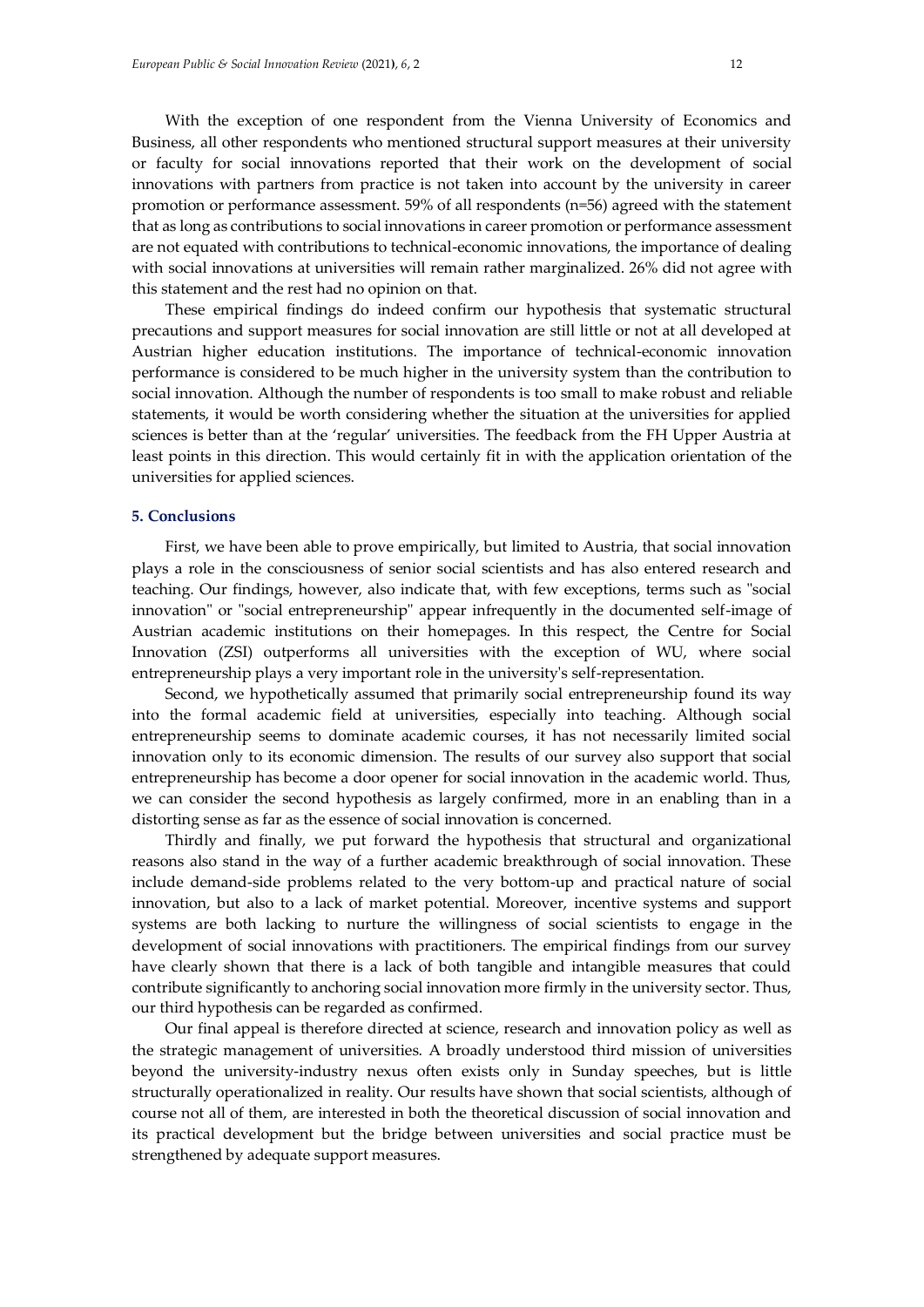With the exception of one respondent from the Vienna University of Economics and Business, all other respondents who mentioned structural support measures at their university or faculty for social innovations reported that their work on the development of social innovations with partners from practice is not taken into account by the university in career promotion or performance assessment. 59% of all respondents (n=56) agreed with the statement that as long as contributions to social innovations in career promotion or performance assessment are not equated with contributions to technical-economic innovations, the importance of dealing with social innovations at universities will remain rather marginalized. 26% did not agree with this statement and the rest had no opinion on that.

These empirical findings do indeed confirm our hypothesis that systematic structural precautions and support measures for social innovation are still little or not at all developed at Austrian higher education institutions. The importance of technical-economic innovation performance is considered to be much higher in the university system than the contribution to social innovation. Although the number of respondents is too small to make robust and reliable statements, it would be worth considering whether the situation at the universities for applied sciences is better than at the 'regular' universities. The feedback from the FH Upper Austria at least points in this direction. This would certainly fit in with the application orientation of the universities for applied sciences.

## 5. Conclusions

First, we have been able to prove empirically, but limited to Austria, that social innovation plays a role in the consciousness of senior social scientists and has also entered research and teaching. Our findings, however, also indicate that, with few exceptions, terms such as "social innovation" or "social entrepreneurship" appear infrequently in the documented self-image of Austrian academic institutions on their homepages. In this respect, the Centre for Social Innovation (ZSI) outperforms all universities with the exception of WU, where social entrepreneurship plays a very important role in the university's self-representation.

Second, we hypothetically assumed that primarily social entrepreneurship found its way into the formal academic field at universities, especially into teaching. Although social entrepreneurship seems to dominate academic courses, it has not necessarily limited social innovation only to its economic dimension. The results of our survey also support that social entrepreneurship has become a door opener for social innovation in the academic world. Thus, we can consider the second hypothesis as largely confirmed, more in an enabling than in a distorting sense as far as the essence of social innovation is concerned.

Thirdly and finally, we put forward the hypothesis that structural and organizational reasons also stand in the way of a further academic breakthrough of social innovation. These include demand-side problems related to the very bottom-up and practical nature of social innovation, but also to a lack of market potential. Moreover, incentive systems and support systems are both lacking to nurture the willingness of social scientists to engage in the development of social innovations with practitioners. The empirical findings from our survey have clearly shown that there is a lack of both tangible and intangible measures that could contribute significantly to anchoring social innovation more firmly in the university sector. Thus, our third hypothesis can be regarded as confirmed.

Our final appeal is therefore directed at science, research and innovation policy as well as the strategic management of universities. A broadly understood third mission of universities beyond the university-industry nexus often exists only in Sunday speeches, but is little structurally operationalized in reality. Our results have shown that social scientists, although of course not all of them, are interested in both the theoretical discussion of social innovation and its practical development but the bridge between universities and social practice must be strengthened by adequate support measures.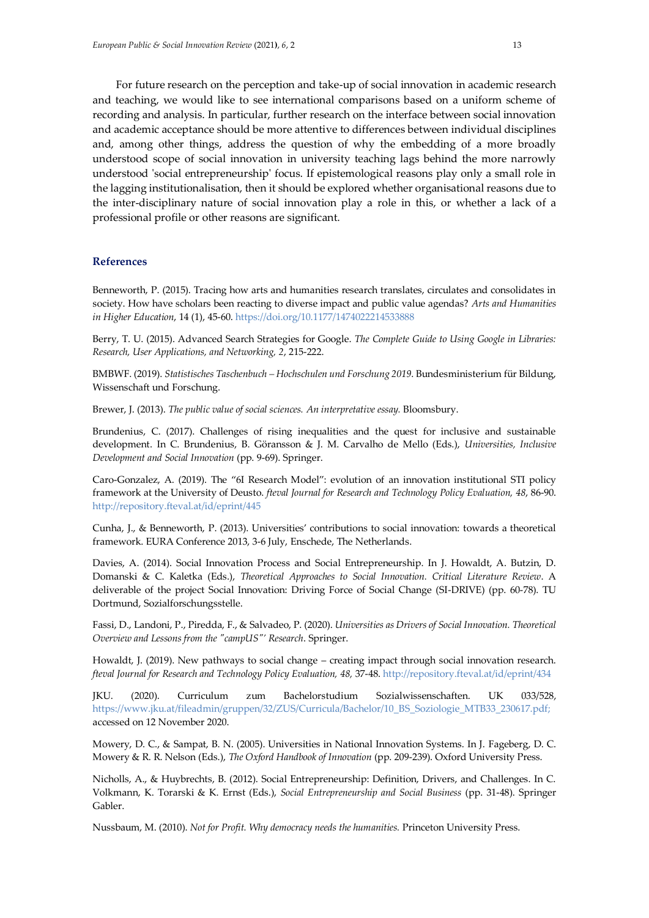For future research on the perception and take-up of social innovation in academic research and teaching, we would like to see international comparisons based on a uniform scheme of recording and analysis. In particular, further research on the interface between social innovation and academic acceptance should be more attentive to differences between individual disciplines and, among other things, address the question of why the embedding of a more broadly understood scope of social innovation in university teaching lags behind the more narrowly understood 'social entrepreneurship' focus. If epistemological reasons play only a small role in the lagging institutionalisation, then it should be explored whether organisational reasons due to the inter-disciplinary nature of social innovation play a role in this, or whether a lack of a professional profile or other reasons are significant.

## References

Benneworth, P. (2015). Tracing how arts and humanities research translates, circulates and consolidates in society. How have scholars been reacting to diverse impact and public value agendas? *Arts and Humanities in Higher Education*, 14 (1), 45-60. https://doi.org/10.1177/1474022214533888

Berry, T. U. (2015). Advanced Search Strategies for Google. *The Complete Guide to Using Google in Libraries: Research, User Applications, and Networking, 2*, 215-222.

BMBWF. (2019). *Statistisches Taschenbuch – Hochschulen und Forschung 2019*. Bundesministerium für Bildung, Wissenschaft und Forschung.

Brewer, J. (2013). *The public value of social sciences. An interpretative essay.* Bloomsbury.

Brundenius, C. (2017). Challenges of rising inequalities and the quest for inclusive and sustainable development. In C. Brundenius, B. Göransson & J. M. Carvalho de Mello (Eds.), *Universities, Inclusive Development and Social Innovation* (pp. 9-69). Springer.

Caro-Gonzalez, A. (2019). The "6I Research Model": evolution of an innovation institutional STI policy framework at the University of Deusto. *fteval Journal for Research and Technology Policy Evaluation, 48*, 86-90. http://repository.fteval.at/id/eprint/445

Cunha, J., & Benneworth, P. (2013). Universities' contributions to social innovation: towards a theoretical framework. EURA Conference 2013, 3-6 July, Enschede, The Netherlands.

Davies, A. (2014). Social Innovation Process and Social Entrepreneurship. In J. Howaldt, A. Butzin, D. Domanski & C. Kaletka (Eds.), *Theoretical Approaches to Social Innovation. Critical Literature Review*. A deliverable of the project Social Innovation: Driving Force of Social Change (SI-DRIVE) (pp. 60-78). TU Dortmund, Sozialforschungsstelle.

Fassi, D., Landoni, P., Piredda, F., & Salvadeo, P. (2020). *Universities as Drivers of Social Innovation. Theoretical Overview and Lessons from the "campUS"' Research*. Springer.

Howaldt, J. (2019). New pathways to social change – creating impact through social innovation research. *fteval Journal for Research and Technology Policy Evaluation, 48,* 37-48. http://repository.fteval.at/id/eprint/434

JKU. (2020). Curriculum zum Bachelorstudium Sozialwissenschaften. UK 033/528, https://www.jku.at/fileadmin/gruppen/32/ZUS/Curricula/Bachelor/10_BS_Soziologie_MTB33_230617.pdf; accessed on 12 November 2020.

Mowery, D. C., & Sampat, B. N. (2005). Universities in National Innovation Systems. In J. Fageberg, D. C. Mowery & R. R. Nelson (Eds.), *The Oxford Handbook of Innovation* (pp. 209-239). Oxford University Press.

Nicholls, A., & Huybrechts, B. (2012). Social Entrepreneurship: Definition, Drivers, and Challenges. In C. Volkmann, K. Torarski & K. Ernst (Eds.), *Social Entrepreneurship and Social Business* (pp. 31-48). Springer Gabler.

Nussbaum, M. (2010). *Not for Profit. Why democracy needs the humanities.* Princeton University Press.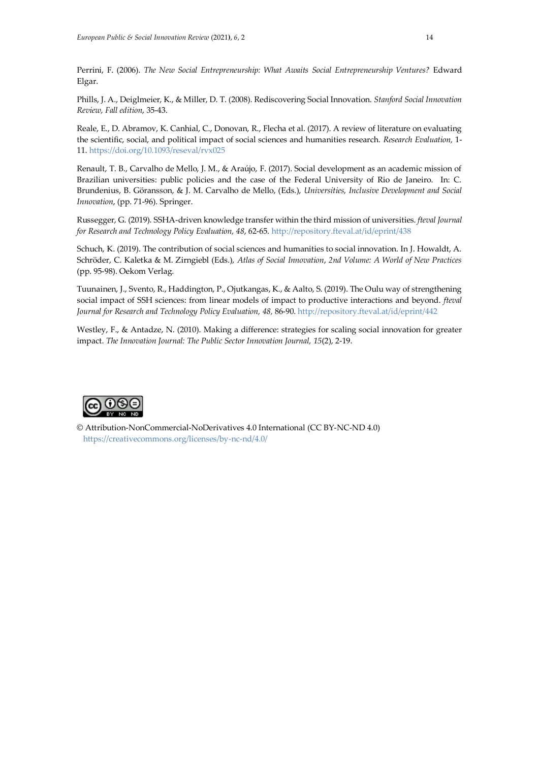Perrini, F. (2006). *The New Social Entrepreneurship: What Awaits Social Entrepreneurship Ventures?* Edward Elgar.

Phills, J. A., Deiglmeier, K., & Miller, D. T. (2008). Rediscovering Social Innovation. *Stanford Social Innovation Review, Fall edition*, 35-43.

Reale, E., D. Abramov, K. Canhial, C., Donovan, R., Flecha et al. (2017). A review of literature on evaluating the scientific, social, and political impact of social sciences and humanities research. *Research Evaluation,* 1-11. https://doi.org/10.1093/reseval/rvx025

Renault, T. B., Carvalho de Mello, J. M., & Araújo, F. (2017). Social development as an academic mission of Brazilian universities: public policies and the case of the Federal University of Rio de Janeiro. In: C. Brundenius, B. Göransson, & J. M. Carvalho de Mello, (Eds.), *Universities, Inclusive Development and Social Innovation*, (pp. 71-96). Springer.

Russegger, G. (2019). SSHA-driven knowledge transfer within the third mission of universities. *fteval Journal for Research and Technology Policy Evaluation, 48*, 62-65. http://repository.fteval.at/id/eprint/438

Schuch, K. (2019). The contribution of social sciences and humanities to social innovation. In J. Howaldt, A. Schröder, C. Kaletka & M. Zirngiebl (Eds.), *Atlas of Social Innovation*, *2nd Volume: A World of New Practices* (pp. 95-98). Oekom Verlag.

Tuunainen, J., Svento, R., Haddington, P., Ojutkangas, K., & Aalto, S. (2019). The Oulu way of strengthening social impact of SSH sciences: from linear models of impact to productive interactions and beyond. *fteval Journal for Research and Technology Policy Evaluation, 48*, 86-90. http://repository.fteval.at/id/eprint/442

Westley, F., & Antadze, N. (2010). Making a difference: strategies for scaling social innovation for greater impact. *The Innovation Journal: The Public Sector Innovation Journal, 15*(2), 2-19.

© Attribution-NonCommercial-NoDerivatives 4.0 International (CC BY-NC-ND 4.0)
https://creativecommons.org/licenses/by-nc-nd/4.0/